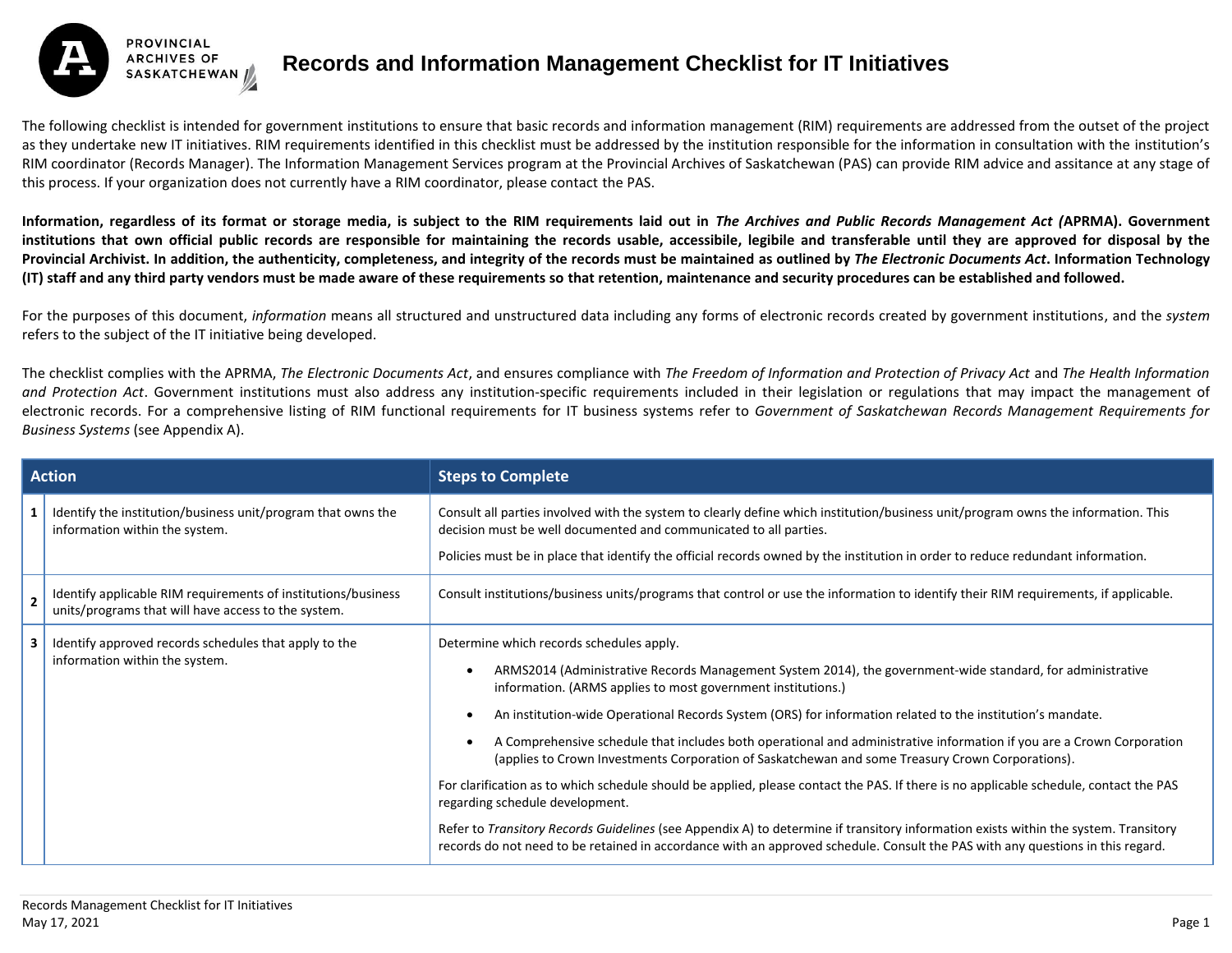# Records and Information Management Checklist for IT Initiatives

PROVINCIAL ARCHIVES OF SASKATCHEWAN

The following checklist is intended for government institutions to ensure that basic records and information management (RIM) requirements are addressed from the outset of the project as they undertake new IT initiatives. RIM requirements identified in this checklist must be addressed by the institution responsible for the information in consultation with the institution's RIM coordinator (Records Manager). The Information Management Services program at the Provincial Archives of Saskatchewan (PAS) can provide RIM advice and assitance at any stage of this process. If your organization does not currently have a RIM coordinator, please contact the PAS.

**Information, regardless of its format or storage media, is subject to the RIM requirements laid out in *The Archives and Public Records Management Act (*APRMA). Government institutions that own official public records are responsible for maintaining the records usable, accessibile, legibile and transferable until they are approved for disposal by the Provincial Archivist. In addition, the authenticity, completeness, and integrity of the records must be maintained as outlined by *The Electronic Documents Act*. Information Technology (IT) staff and any third party vendors must be made aware of these requirements so that retention, maintenance and security procedures can be established and followed.**

For the purposes of this document, *information* means all structured and unstructured data including any forms of electronic records created by government institutions, and the *system* refers to the subject of the IT initiative being developed.

The checklist complies with the APRMA, *The Electronic Documents Act*, and ensures compliance with *The Freedom of Information and Protection of Privacy Act* and *The Health Information and Protection Act*. Government institutions must also address any institution-specific requirements included in their legislation or regulations that may impact the management of electronic records. For a comprehensive listing of RIM functional requirements for IT business systems refer to *Government of Saskatchewan Records Management Requirements for Business Systems* (see Appendix A).

| | Action | Steps to Complete |
|---|---|---|
| 1 | Identify the institution/business unit/program that owns the information within the system. | Consult all parties involved with the system to clearly define which institution/business unit/program owns the information. This decision must be well documented and communicated to all parties.<br><br>Policies must be in place that identify the official records owned by the institution in order to reduce redundant information. |
| 2 | Identify applicable RIM requirements of institutions/business units/programs that will have access to the system. | Consult institutions/business units/programs that control or use the information to identify their RIM requirements, if applicable. |
| 3 | Identify approved records schedules that apply to the information within the system. | Determine which records schedules apply.<br><br>• ARMS2014 (Administrative Records Management System 2014), the government-wide standard, for administrative information. (ARMS applies to most government institutions.)<br>• An institution-wide Operational Records System (ORS) for information related to the institution's mandate.<br>• A Comprehensive schedule that includes both operational and administrative information if you are a Crown Corporation (applies to Crown Investments Corporation of Saskatchewan and some Treasury Crown Corporations).<br><br>For clarification as to which schedule should be applied, please contact the PAS. If there is no applicable schedule, contact the PAS regarding schedule development.<br><br>Refer to *Transitory Records Guidelines* (see Appendix A) to determine if transitory information exists within the system. Transitory records do not need to be retained in accordance with an approved schedule. Consult the PAS with any questions in this regard. |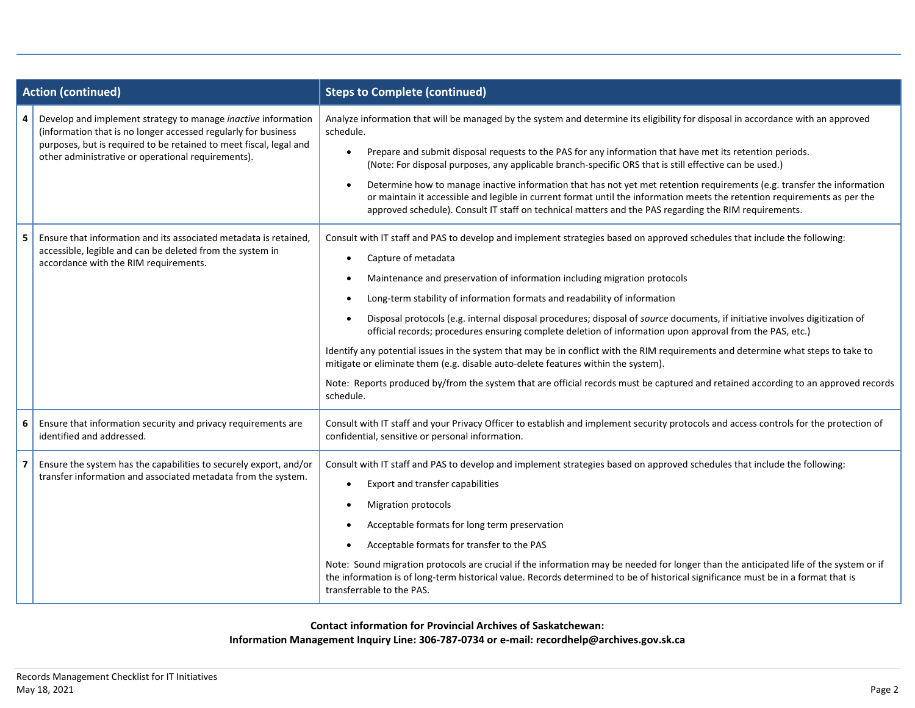| | Action (continued) | Steps to Complete (continued) |
|---|---|---|
| **4** | Develop and implement strategy to manage *inactive* information (information that is no longer accessed regularly for business purposes, but is required to be retained to meet fiscal, legal and other administrative or operational requirements). | Analyze information that will be managed by the system and determine its eligibility for disposal in accordance with an approved schedule.<br><br>• Prepare and submit disposal requests to the PAS for any information that have met its retention periods. (Note: For disposal purposes, any applicable branch-specific ORS that is still effective can be used.)<br><br>• Determine how to manage inactive information that has not yet met retention requirements (e.g. transfer the information or maintain it accessible and legible in current format until the information meets the retention requirements as per the approved schedule). Consult IT staff on technical matters and the PAS regarding the RIM requirements. |
| **5** | Ensure that information and its associated metadata is retained, accessible, legible and can be deleted from the system in accordance with the RIM requirements. | Consult with IT staff and PAS to develop and implement strategies based on approved schedules that include the following:<br><br>• Capture of metadata<br><br>• Maintenance and preservation of information including migration protocols<br><br>• Long-term stability of information formats and readability of information<br><br>• Disposal protocols (e.g. internal disposal procedures; disposal of *source* documents, if initiative involves digitization of official records; procedures ensuring complete deletion of information upon approval from the PAS, etc.)<br><br>Identify any potential issues in the system that may be in conflict with the RIM requirements and determine what steps to take to mitigate or eliminate them (e.g. disable auto-delete features within the system).<br><br>Note: Reports produced by/from the system that are official records must be captured and retained according to an approved records schedule. |
| **6** | Ensure that information security and privacy requirements are identified and addressed. | Consult with IT staff and your Privacy Officer to establish and implement security protocols and access controls for the protection of confidential, sensitive or personal information. |
| **7** | Ensure the system has the capabilities to securely export, and/or transfer information and associated metadata from the system. | Consult with IT staff and PAS to develop and implement strategies based on approved schedules that include the following:<br><br>• Export and transfer capabilities<br><br>• Migration protocols<br><br>• Acceptable formats for long term preservation<br><br>• Acceptable formats for transfer to the PAS<br><br>Note: Sound migration protocols are crucial if the information may be needed for longer than the anticipated life of the system or if the information is of long-term historical value. Records determined to be of historical significance must be in a format that is transferrable to the PAS. |

**Contact information for Provincial Archives of Saskatchewan:**
**Information Management Inquiry Line: 306-787-0734 or e-mail: recordhelp@archives.gov.sk.ca**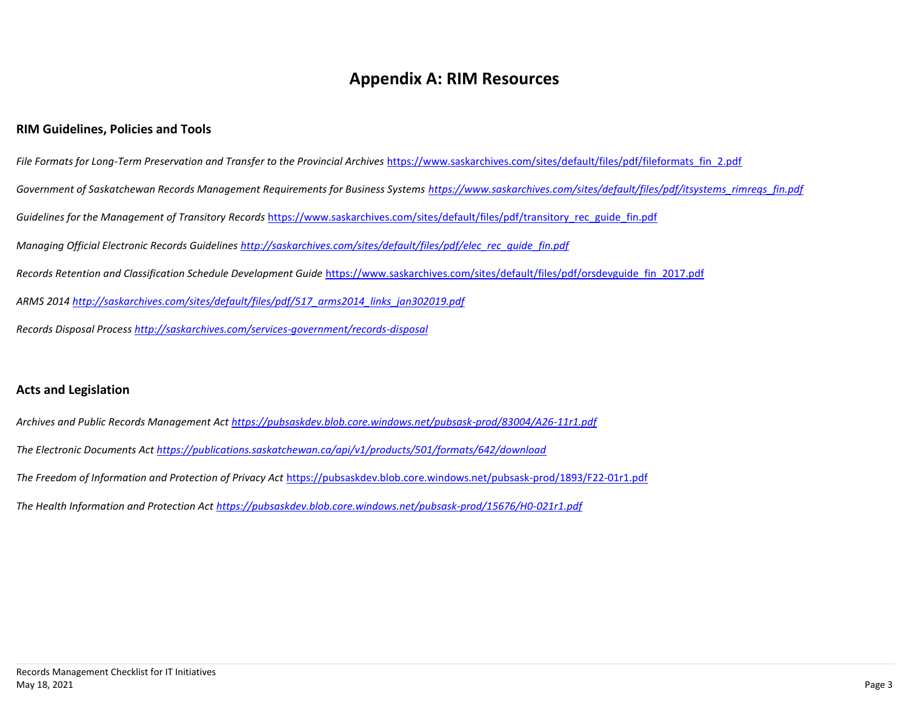# Appendix A: RIM Resources

## RIM Guidelines, Policies and Tools

*File Formats for Long-Term Preservation and Transfer to the Provincial Archives* https://www.saskarchives.com/sites/default/files/pdf/fileformats_fin_2.pdf

*Government of Saskatchewan Records Management Requirements for Business Systems https://www.saskarchives.com/sites/default/files/pdf/itsystems_rimreqs_fin.pdf*

*Guidelines for the Management of Transitory Records* https://www.saskarchives.com/sites/default/files/pdf/transitory_rec_guide_fin.pdf

*Managing Official Electronic Records Guidelines http://saskarchives.com/sites/default/files/pdf/elec_rec_guide_fin.pdf*

*Records Retention and Classification Schedule Development Guide* https://www.saskarchives.com/sites/default/files/pdf/orsdevguide_fin_2017.pdf

*ARMS 2014 http://saskarchives.com/sites/default/files/pdf/517_arms2014_links_jan302019.pdf*

*Records Disposal Process http://saskarchives.com/services-government/records-disposal*

## Acts and Legislation

*Archives and Public Records Management Act https://pubsaskdev.blob.core.windows.net/pubsask-prod/83004/A26-11r1.pdf*

*The Electronic Documents Act https://publications.saskatchewan.ca/api/v1/products/501/formats/642/download*

*The Freedom of Information and Protection of Privacy Act* https://pubsaskdev.blob.core.windows.net/pubsask-prod/1893/F22-01r1.pdf

*The Health Information and Protection Act https://pubsaskdev.blob.core.windows.net/pubsask-prod/15676/H0-021r1.pdf*